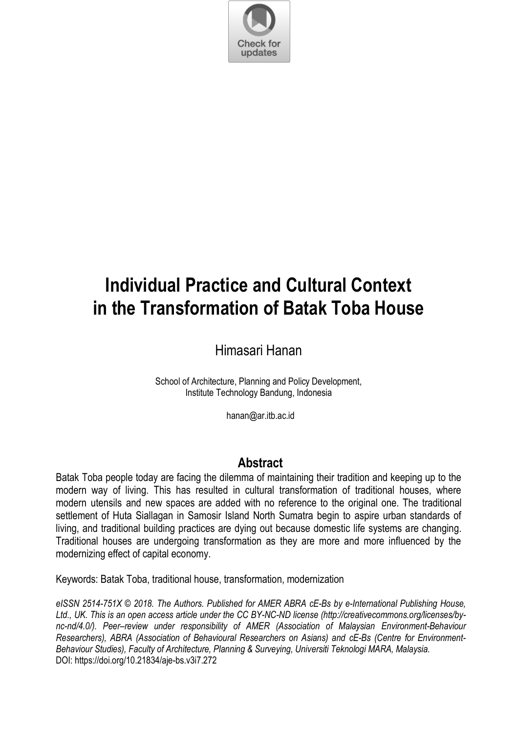# Individual Practice and Cultural Context in the Transformation of Batak Toba House

Himasari Hanan

School of Architecture, Planning and Policy Development, Institute Technology Bandung, Indonesia

hanan@ar.itb.ac.id

## Abstract

Batak Toba people today are facing the dilemma of maintaining their tradition and keeping up to the modern way of living. This has resulted in cultural transformation of traditional houses, where modern utensils and new spaces are added with no reference to the original one. The traditional settlement of Huta Siallagan in Samosir Island North Sumatra begin to aspire urban standards of living, and traditional building practices are dying out because domestic life systems are changing. Traditional houses are undergoing transformation as they are more and more influenced by the modernizing effect of capital economy.

Keywords: Batak Toba, traditional house, transformation, modernization

*eISSN 2514-751X © 2018. The Authors. Published for AMER ABRA cE-Bs by e-International Publishing House, Ltd., UK. This is an open access article under the CC BY-NC-ND license (http://creativecommons.org/licenses/by-nc-nd/4.0/). Peer–review under responsibility of AMER (Association of Malaysian Environment-Behaviour Researchers), ABRA (Association of Behavioural Researchers on Asians) and cE-Bs (Centre for Environment-Behaviour Studies), Faculty of Architecture, Planning & Surveying, Universiti Teknologi MARA, Malaysia.*
DOI: https://doi.org/10.21834/aje-bs.v3i7.272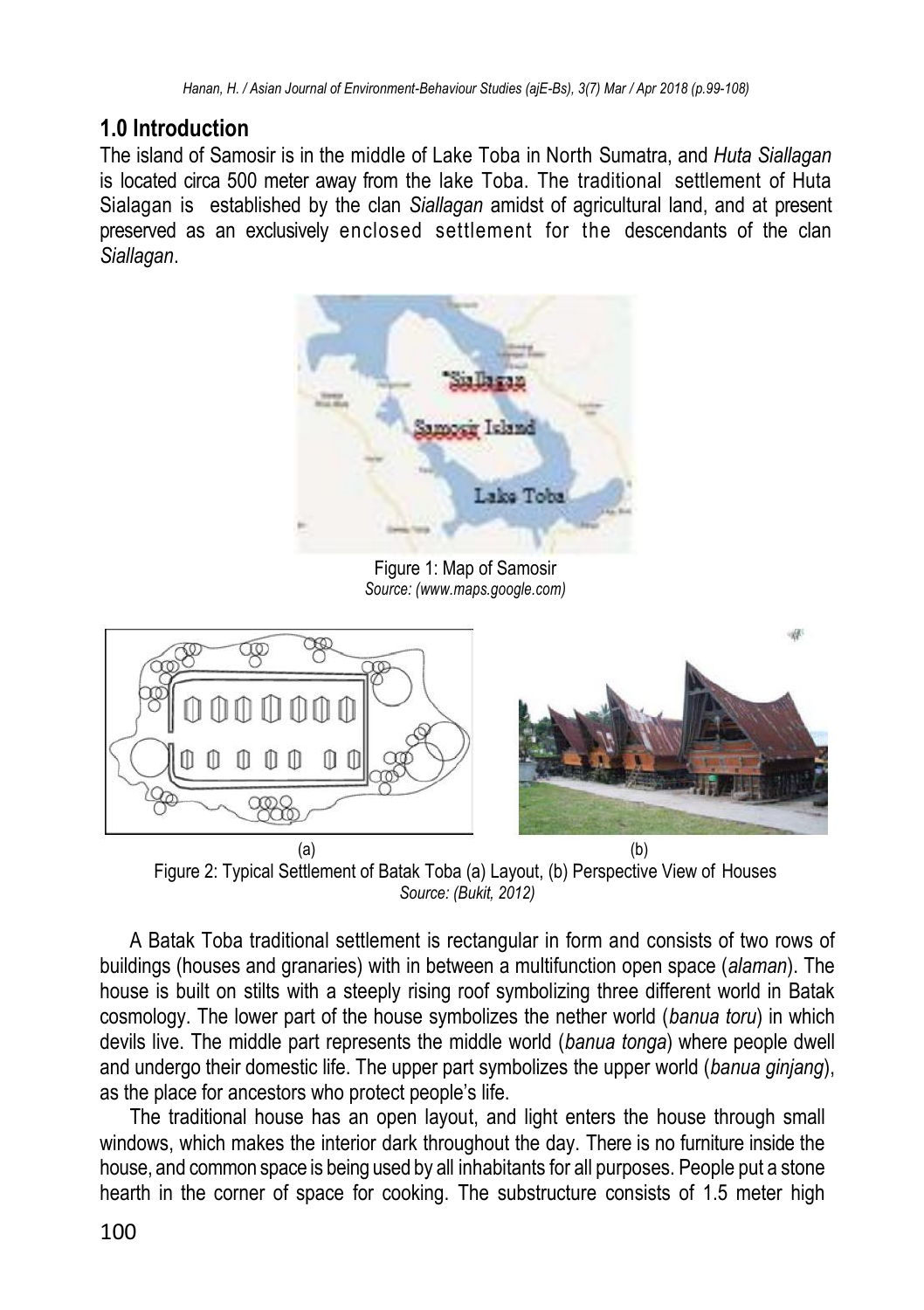## 1.0 Introduction

The island of Samosir is in the middle of Lake Toba in North Sumatra, and *Huta Siallagan* is located circa 500 meter away from the lake Toba. The traditional settlement of Huta Sialagan is established by the clan *Siallagan* amidst of agricultural land, and at present preserved as an exclusively enclosed settlement for the descendants of the clan *Siallagan*.

Figure 1: Map of Samosir
*Source: (www.maps.google.com)*

(a) (b)

Figure 2: Typical Settlement of Batak Toba (a) Layout, (b) Perspective View of Houses
*Source: (Bukit, 2012)*

A Batak Toba traditional settlement is rectangular in form and consists of two rows of buildings (houses and granaries) with in between a multifunction open space (*alaman*). The house is built on stilts with a steeply rising roof symbolizing three different world in Batak cosmology. The lower part of the house symbolizes the nether world (*banua toru*) in which devils live. The middle part represents the middle world (*banua tonga*) where people dwell and undergo their domestic life. The upper part symbolizes the upper world (*banua ginjang*), as the place for ancestors who protect people's life.

The traditional house has an open layout, and light enters the house through small windows, which makes the interior dark throughout the day. There is no furniture inside the house, and common space is being used by all inhabitants for all purposes. People put a stone hearth in the corner of space for cooking. The substructure consists of 1.5 meter high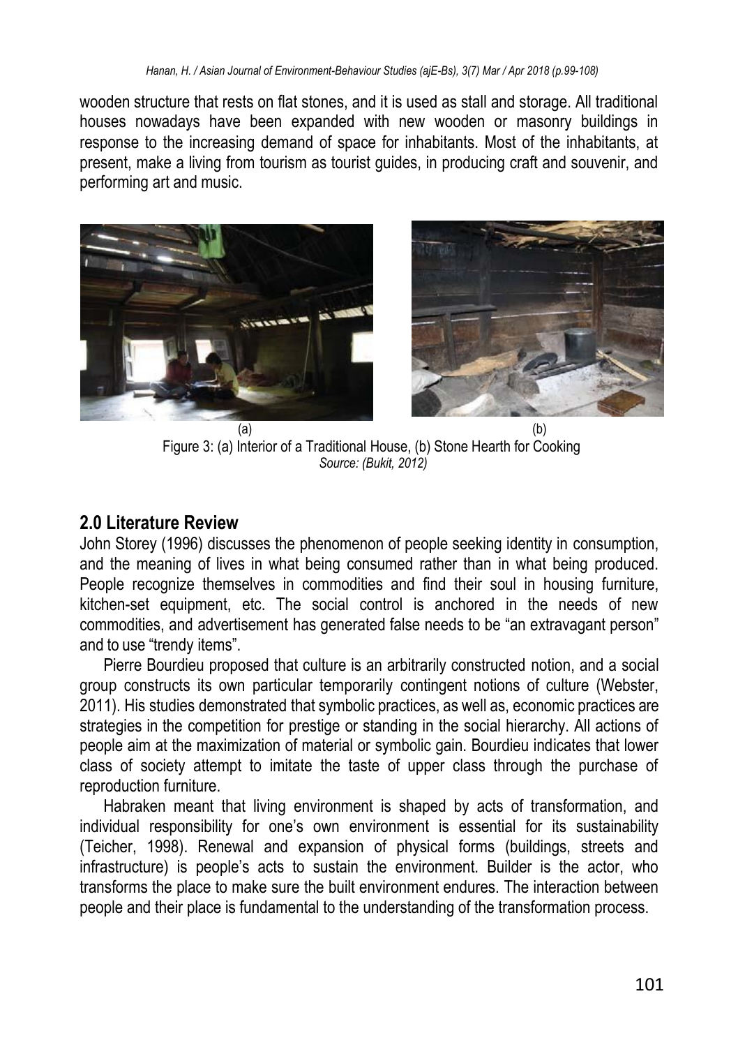wooden structure that rests on flat stones, and it is used as stall and storage. All traditional houses nowadays have been expanded with new wooden or masonry buildings in response to the increasing demand of space for inhabitants. Most of the inhabitants, at present, make a living from tourism as tourist guides, in producing craft and souvenir, and performing art and music.

(a) (b)

Figure 3: (a) Interior of a Traditional House, (b) Stone Hearth for Cooking
*Source: (Bukit, 2012)*

## 2.0 Literature Review

John Storey (1996) discusses the phenomenon of people seeking identity in consumption, and the meaning of lives in what being consumed rather than in what being produced. People recognize themselves in commodities and find their soul in housing furniture, kitchen-set equipment, etc. The social control is anchored in the needs of new commodities, and advertisement has generated false needs to be "an extravagant person" and to use "trendy items".

Pierre Bourdieu proposed that culture is an arbitrarily constructed notion, and a social group constructs its own particular temporarily contingent notions of culture (Webster, 2011). His studies demonstrated that symbolic practices, as well as, economic practices are strategies in the competition for prestige or standing in the social hierarchy. All actions of people aim at the maximization of material or symbolic gain. Bourdieu indicates that lower class of society attempt to imitate the taste of upper class through the purchase of reproduction furniture.

Habraken meant that living environment is shaped by acts of transformation, and individual responsibility for one's own environment is essential for its sustainability (Teicher, 1998). Renewal and expansion of physical forms (buildings, streets and infrastructure) is people's acts to sustain the environment. Builder is the actor, who transforms the place to make sure the built environment endures. The interaction between people and their place is fundamental to the understanding of the transformation process.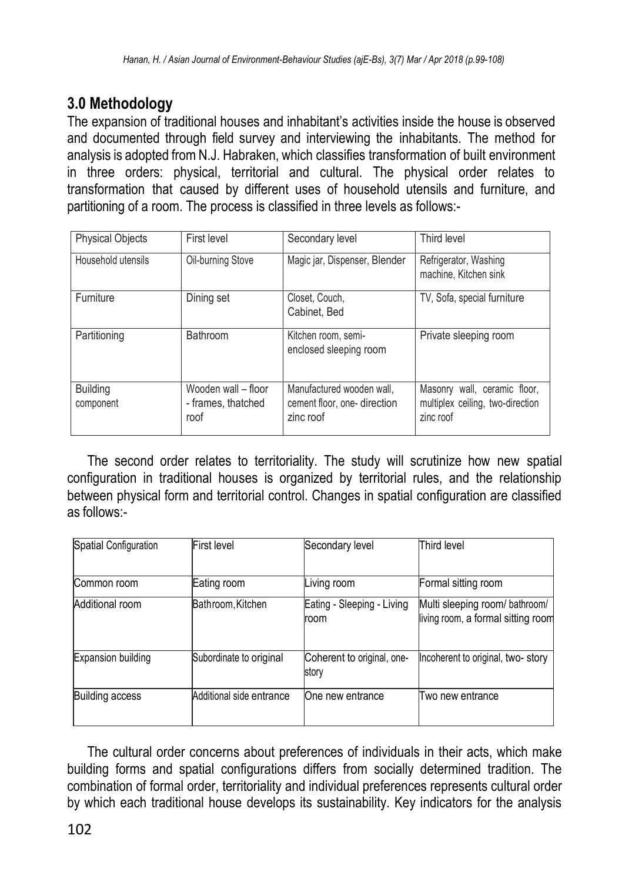## 3.0 Methodology

The expansion of traditional houses and inhabitant's activities inside the house is observed and documented through field survey and interviewing the inhabitants. The method for analysis is adopted from N.J. Habraken, which classifies transformation of built environment in three orders: physical, territorial and cultural. The physical order relates to transformation that caused by different uses of household utensils and furniture, and partitioning of a room. The process is classified in three levels as follows:-

| Physical Objects | First level | Secondary level | Third level |
|---|---|---|---|
| Household utensils | Oil-burning Stove | Magic jar, Dispenser, Blender | Refrigerator, Washing machine, Kitchen sink |
| Furniture | Dining set | Closet, Couch, Cabinet, Bed | TV, Sofa, special furniture |
| Partitioning | Bathroom | Kitchen room, semi-enclosed sleeping room | Private sleeping room |
| Building component | Wooden wall – floor - frames, thatched roof | Manufactured wooden wall, cement floor, one- direction zinc roof | Masonry wall, ceramic floor, multiplex ceiling, two-direction zinc roof |

The second order relates to territoriality. The study will scrutinize how new spatial configuration in traditional houses is organized by territorial rules, and the relationship between physical form and territorial control. Changes in spatial configuration are classified as follows:-

| Spatial Configuration | First level | Secondary level | Third level |
|---|---|---|---|
| Common room | Eating room | Living room | Formal sitting room |
| Additional room | Bathroom, Kitchen | Eating - Sleeping - Living room | Multi sleeping room/ bathroom/ living room, a formal sitting room |
| Expansion building | Subordinate to original | Coherent to original, one-story | Incoherent to original, two- story |
| Building access | Additional side entrance | One new entrance | Two new entrance |

The cultural order concerns about preferences of individuals in their acts, which make building forms and spatial configurations differs from socially determined tradition. The combination of formal order, territoriality and individual preferences represents cultural order by which each traditional house develops its sustainability. Key indicators for the analysis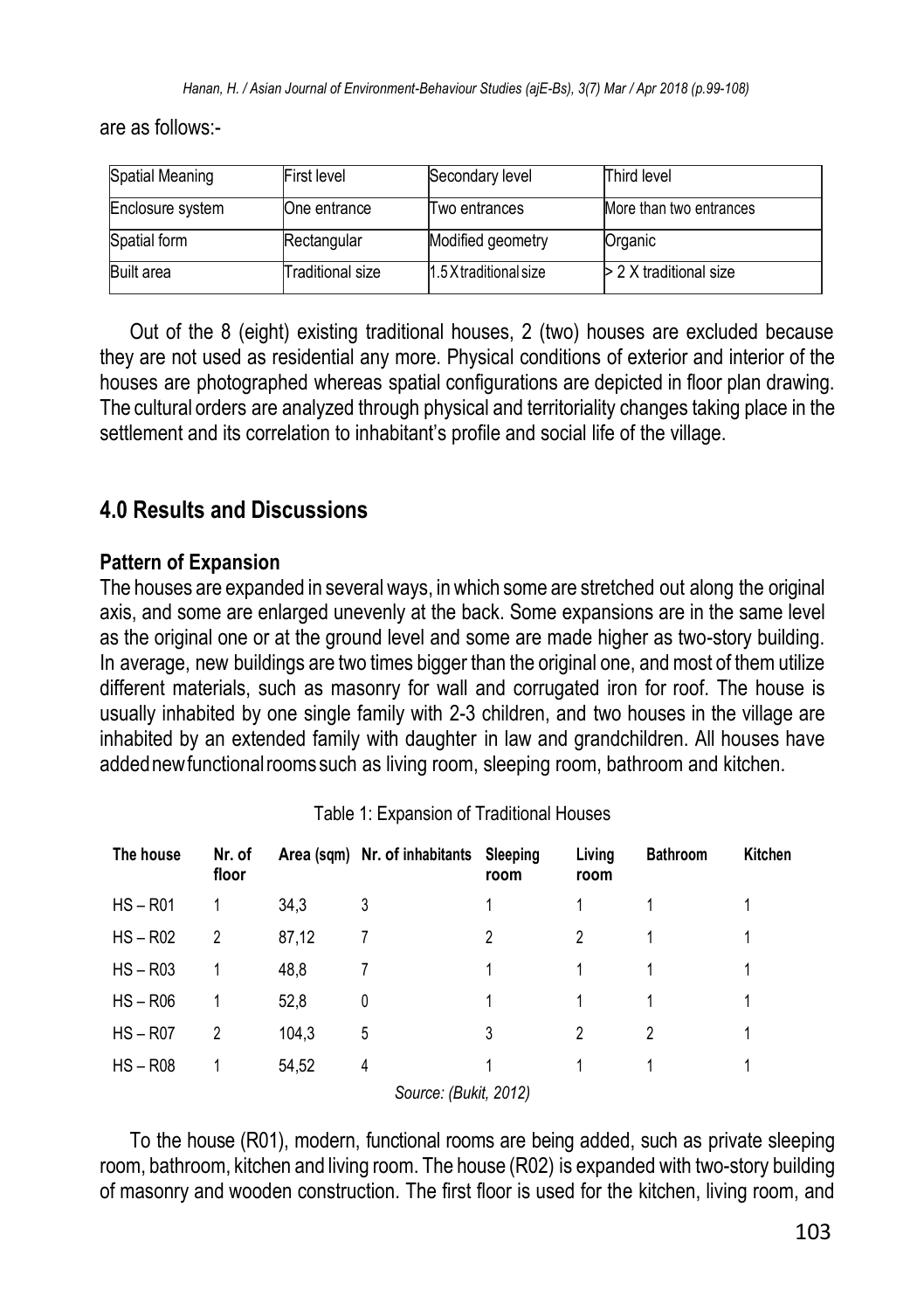are as follows:-

| Spatial Meaning | First level | Secondary level | Third level |
|---|---|---|---|
| Enclosure system | One entrance | Two entrances | More than two entrances |
| Spatial form | Rectangular | Modified geometry | Organic |
| Built area | Traditional size | 1.5 X traditional size | > 2 X traditional size |

Out of the 8 (eight) existing traditional houses, 2 (two) houses are excluded because they are not used as residential any more. Physical conditions of exterior and interior of the houses are photographed whereas spatial configurations are depicted in floor plan drawing. The cultural orders are analyzed through physical and territoriality changes taking place in the settlement and its correlation to inhabitant's profile and social life of the village.

## 4.0 Results and Discussions

### Pattern of Expansion

The houses are expanded in several ways, in which some are stretched out along the original axis, and some are enlarged unevenly at the back. Some expansions are in the same level as the original one or at the ground level and some are made higher as two-story building. In average, new buildings are two times bigger than the original one, and most of them utilize different materials, such as masonry for wall and corrugated iron for roof. The house is usually inhabited by one single family with 2-3 children, and two houses in the village are inhabited by an extended family with daughter in law and grandchildren. All houses have added new functional rooms such as living room, sleeping room, bathroom and kitchen.

Table 1: Expansion of Traditional Houses

| The house | Nr. of floor | Area (sqm) | Nr. of inhabitants | Sleeping room | Living room | Bathroom | Kitchen |
|---|---|---|---|---|---|---|---|
| HS – R01 | 1 | 34,3 | 3 | 1 | 1 | 1 | 1 |
| HS – R02 | 2 | 87,12 | 7 | 2 | 2 | 1 | 1 |
| HS – R03 | 1 | 48,8 | 7 | 1 | 1 | 1 | 1 |
| HS – R06 | 1 | 52,8 | 0 | 1 | 1 | 1 | 1 |
| HS – R07 | 2 | 104,3 | 5 | 3 | 2 | 2 | 1 |
| HS – R08 | 1 | 54,52 | 4 | 1 | 1 | 1 | 1 |

*Source: (Bukit, 2012)*

To the house (R01), modern, functional rooms are being added, such as private sleeping room, bathroom, kitchen and living room. The house (R02) is expanded with two-story building of masonry and wooden construction. The first floor is used for the kitchen, living room, and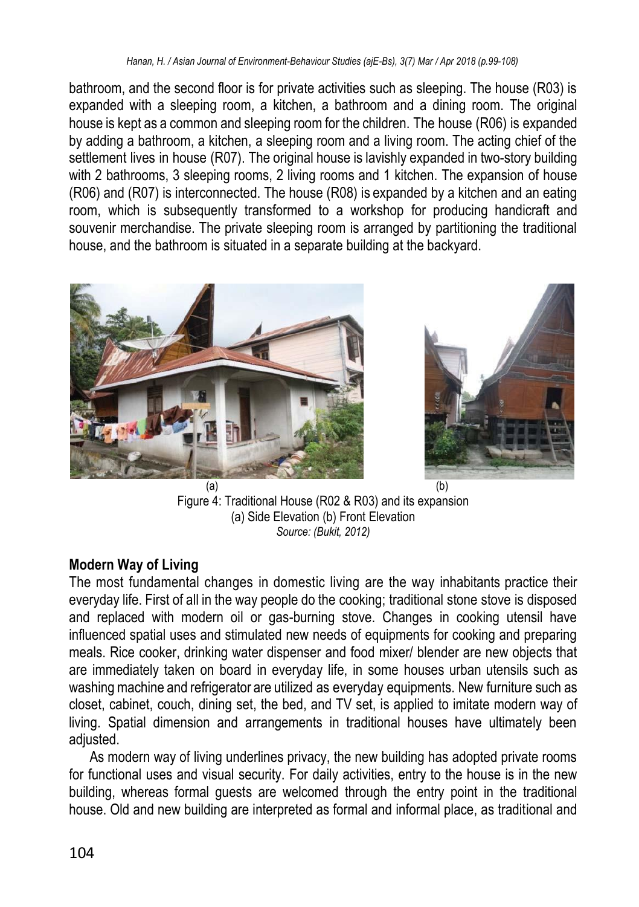bathroom, and the second floor is for private activities such as sleeping. The house (R03) is expanded with a sleeping room, a kitchen, a bathroom and a dining room. The original house is kept as a common and sleeping room for the children. The house (R06) is expanded by adding a bathroom, a kitchen, a sleeping room and a living room. The acting chief of the settlement lives in house (R07). The original house is lavishly expanded in two-story building with 2 bathrooms, 3 sleeping rooms, 2 living rooms and 1 kitchen. The expansion of house (R06) and (R07) is interconnected. The house (R08) is expanded by a kitchen and an eating room, which is subsequently transformed to a workshop for producing handicraft and souvenir merchandise. The private sleeping room is arranged by partitioning the traditional house, and the bathroom is situated in a separate building at the backyard.

(a) (b)

Figure 4: Traditional House (R02 & R03) and its expansion
(a) Side Elevation (b) Front Elevation
*Source: (Bukit, 2012)*

**Modern Way of Living**

The most fundamental changes in domestic living are the way inhabitants practice their everyday life. First of all in the way people do the cooking; traditional stone stove is disposed and replaced with modern oil or gas-burning stove. Changes in cooking utensil have influenced spatial uses and stimulated new needs of equipments for cooking and preparing meals. Rice cooker, drinking water dispenser and food mixer/ blender are new objects that are immediately taken on board in everyday life, in some houses urban utensils such as washing machine and refrigerator are utilized as everyday equipments. New furniture such as closet, cabinet, couch, dining set, the bed, and TV set, is applied to imitate modern way of living. Spatial dimension and arrangements in traditional houses have ultimately been adjusted.

As modern way of living underlines privacy, the new building has adopted private rooms for functional uses and visual security. For daily activities, entry to the house is in the new building, whereas formal guests are welcomed through the entry point in the traditional house. Old and new building are interpreted as formal and informal place, as traditional and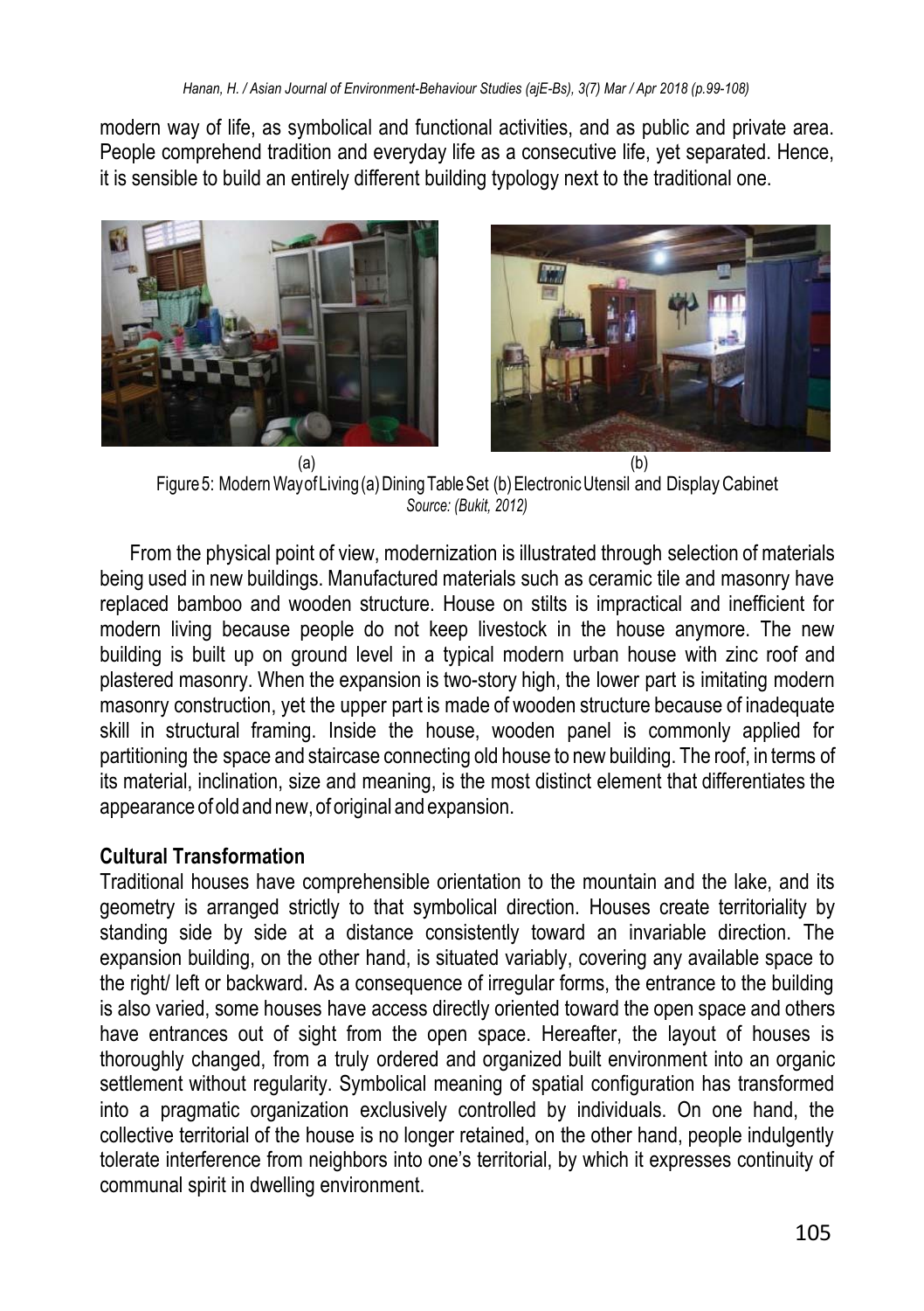modern way of life, as symbolical and functional activities, and as public and private area. People comprehend tradition and everyday life as a consecutive life, yet separated. Hence, it is sensible to build an entirely different building typology next to the traditional one.

(a) (b)

Figure 5: Modern Way of Living (a) Dining Table Set (b) Electronic Utensil and Display Cabinet
*Source: (Bukit, 2012)*

From the physical point of view, modernization is illustrated through selection of materials being used in new buildings. Manufactured materials such as ceramic tile and masonry have replaced bamboo and wooden structure. House on stilts is impractical and inefficient for modern living because people do not keep livestock in the house anymore. The new building is built up on ground level in a typical modern urban house with zinc roof and plastered masonry. When the expansion is two-story high, the lower part is imitating modern masonry construction, yet the upper part is made of wooden structure because of inadequate skill in structural framing. Inside the house, wooden panel is commonly applied for partitioning the space and staircase connecting old house to new building. The roof, in terms of its material, inclination, size and meaning, is the most distinct element that differentiates the appearance of old and new, of original and expansion.

## Cultural Transformation

Traditional houses have comprehensible orientation to the mountain and the lake, and its geometry is arranged strictly to that symbolical direction. Houses create territoriality by standing side by side at a distance consistently toward an invariable direction. The expansion building, on the other hand, is situated variably, covering any available space to the right/ left or backward. As a consequence of irregular forms, the entrance to the building is also varied, some houses have access directly oriented toward the open space and others have entrances out of sight from the open space. Hereafter, the layout of houses is thoroughly changed, from a truly ordered and organized built environment into an organic settlement without regularity. Symbolical meaning of spatial configuration has transformed into a pragmatic organization exclusively controlled by individuals. On one hand, the collective territorial of the house is no longer retained, on the other hand, people indulgently tolerate interference from neighbors into one's territorial, by which it expresses continuity of communal spirit in dwelling environment.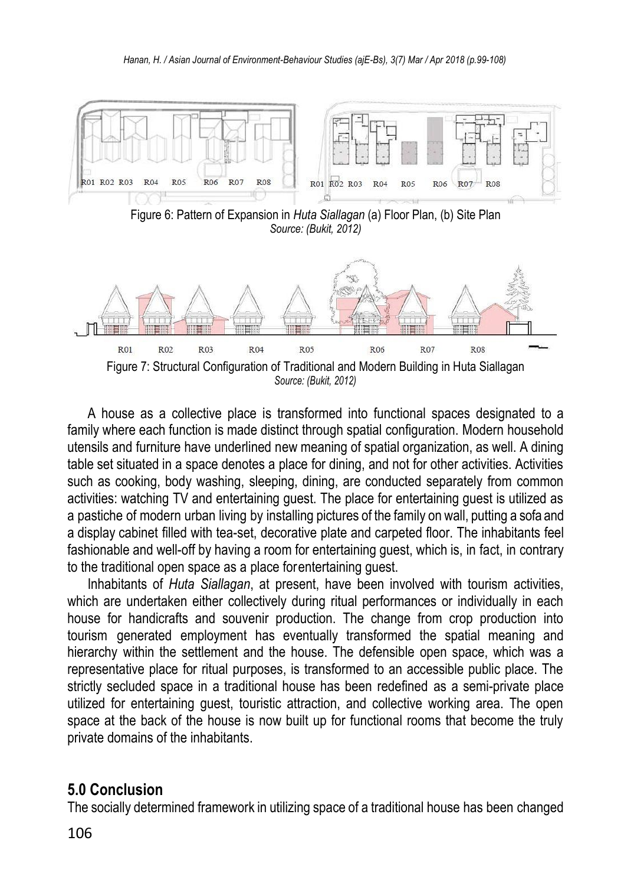Figure 6: Pattern of Expansion in *Huta Siallagan* (a) Floor Plan, (b) Site Plan
*Source: (Bukit, 2012)*

Figure 7: Structural Configuration of Traditional and Modern Building in Huta Siallagan
*Source: (Bukit, 2012)*

A house as a collective place is transformed into functional spaces designated to a family where each function is made distinct through spatial configuration. Modern household utensils and furniture have underlined new meaning of spatial organization, as well. A dining table set situated in a space denotes a place for dining, and not for other activities. Activities such as cooking, body washing, sleeping, dining, are conducted separately from common activities: watching TV and entertaining guest. The place for entertaining guest is utilized as a pastiche of modern urban living by installing pictures of the family on wall, putting a sofa and a display cabinet filled with tea-set, decorative plate and carpeted floor. The inhabitants feel fashionable and well-off by having a room for entertaining guest, which is, in fact, in contrary to the traditional open space as a place forentertaining guest.

Inhabitants of *Huta Siallagan*, at present, have been involved with tourism activities, which are undertaken either collectively during ritual performances or individually in each house for handicrafts and souvenir production. The change from crop production into tourism generated employment has eventually transformed the spatial meaning and hierarchy within the settlement and the house. The defensible open space, which was a representative place for ritual purposes, is transformed to an accessible public place. The strictly secluded space in a traditional house has been redefined as a semi-private place utilized for entertaining guest, touristic attraction, and collective working area. The open space at the back of the house is now built up for functional rooms that become the truly private domains of the inhabitants.

## 5.0 Conclusion

The socially determined framework in utilizing space of a traditional house has been changed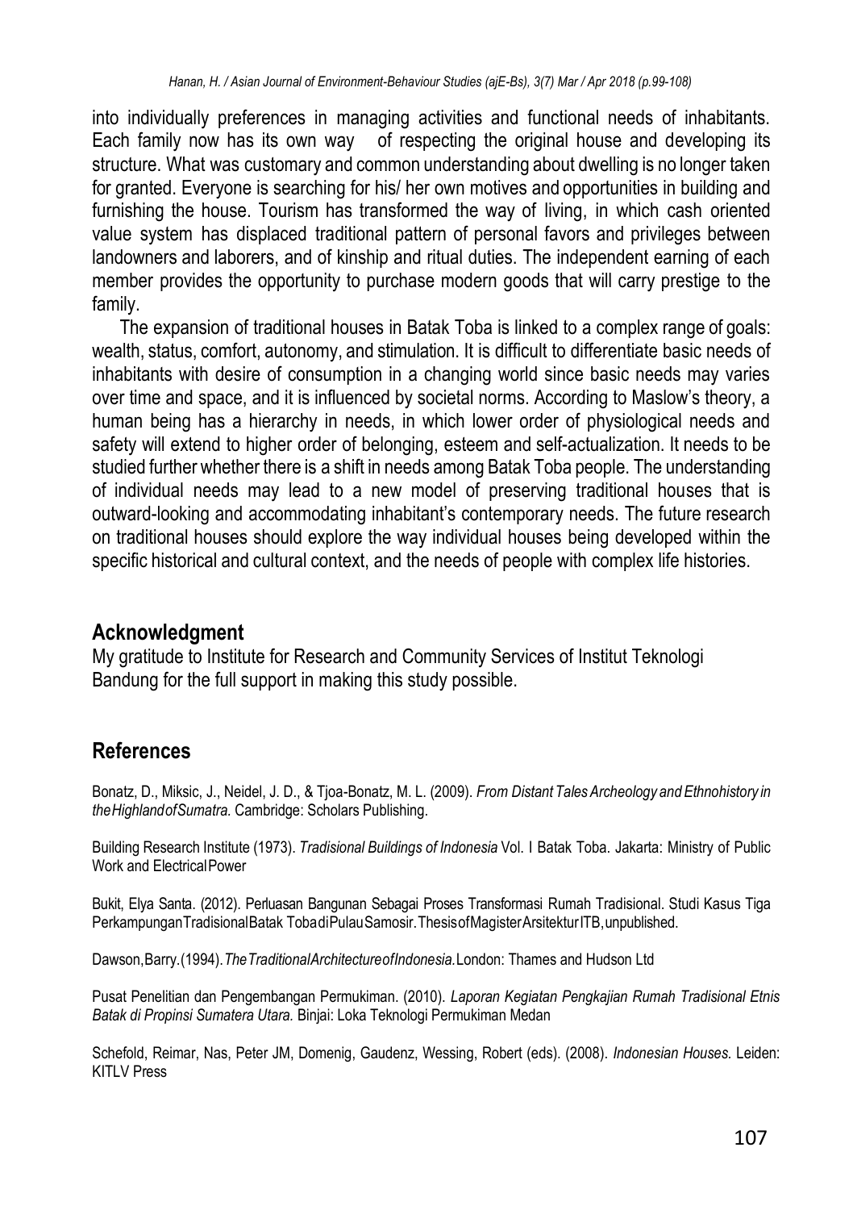into individually preferences in managing activities and functional needs of inhabitants. Each family now has its own way of respecting the original house and developing its structure. What was customary and common understanding about dwelling is no longer taken for granted. Everyone is searching for his/ her own motives and opportunities in building and furnishing the house. Tourism has transformed the way of living, in which cash oriented value system has displaced traditional pattern of personal favors and privileges between landowners and laborers, and of kinship and ritual duties. The independent earning of each member provides the opportunity to purchase modern goods that will carry prestige to the family.

The expansion of traditional houses in Batak Toba is linked to a complex range of goals: wealth, status, comfort, autonomy, and stimulation. It is difficult to differentiate basic needs of inhabitants with desire of consumption in a changing world since basic needs may varies over time and space, and it is influenced by societal norms. According to Maslow's theory, a human being has a hierarchy in needs, in which lower order of physiological needs and safety will extend to higher order of belonging, esteem and self-actualization. It needs to be studied further whether there is a shift in needs among Batak Toba people. The understanding of individual needs may lead to a new model of preserving traditional houses that is outward-looking and accommodating inhabitant's contemporary needs. The future research on traditional houses should explore the way individual houses being developed within the specific historical and cultural context, and the needs of people with complex life histories.

## Acknowledgment

My gratitude to Institute for Research and Community Services of Institut Teknologi Bandung for the full support in making this study possible.

## References

Bonatz, D., Miksic, J., Neidel, J. D., & Tjoa-Bonatz, M. L. (2009). *From Distant Tales Archeology and Ethnohistory in the Highland of Sumatra.* Cambridge: Scholars Publishing.

Building Research Institute (1973). *Tradisional Buildings of Indonesia* Vol. I Batak Toba. Jakarta: Ministry of Public Work and Electrical Power

Bukit, Elya Santa. (2012). Perluasan Bangunan Sebagai Proses Transformasi Rumah Tradisional. Studi Kasus Tiga Perkampungan Tradisional Batak Toba di Pulau Samosir. Thesis of Magister Arsitektur ITB, unpublished.

Dawson, Barry. (1994). *The Traditional Architecture of Indonesia.* London: Thames and Hudson Ltd

Pusat Penelitian dan Pengembangan Permukiman. (2010). *Laporan Kegiatan Pengkajian Rumah Tradisional Etnis Batak di Propinsi Sumatera Utara.* Binjai: Loka Teknologi Permukiman Medan

Schefold, Reimar, Nas, Peter JM, Domenig, Gaudenz, Wessing, Robert (eds). (2008). *Indonesian Houses.* Leiden: KITLV Press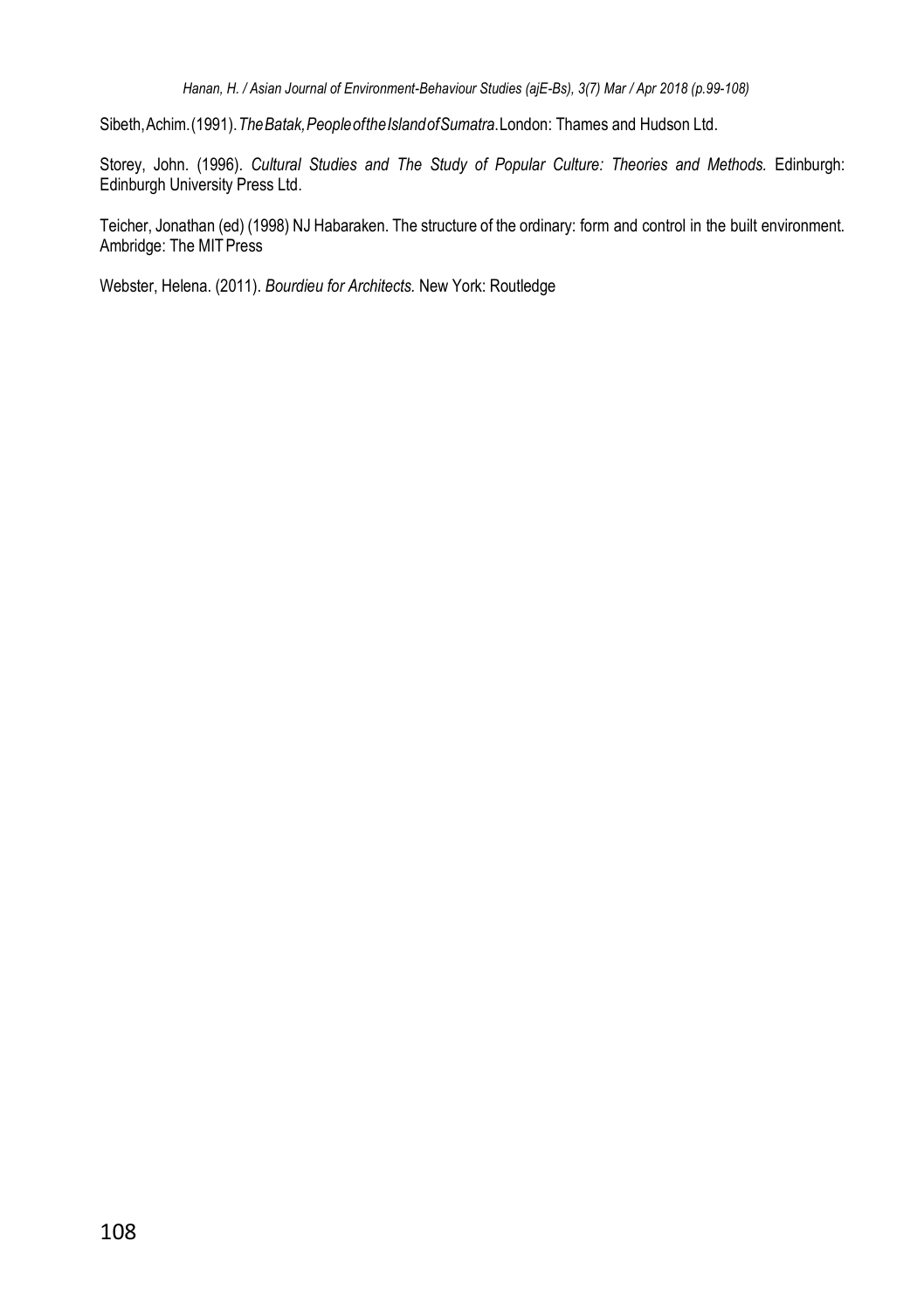Sibeth,Achim.(1991).*TheBatak,PeopleoftheIslandofSumatra*.London: Thames and Hudson Ltd.

Storey, John. (1996). *Cultural Studies and The Study of Popular Culture: Theories and Methods.* Edinburgh: Edinburgh University Press Ltd.

Teicher, Jonathan (ed) (1998) NJ Habaraken. The structure of the ordinary: form and control in the built environment. Ambridge: The MIT Press

Webster, Helena. (2011). *Bourdieu for Architects.* New York: Routledge